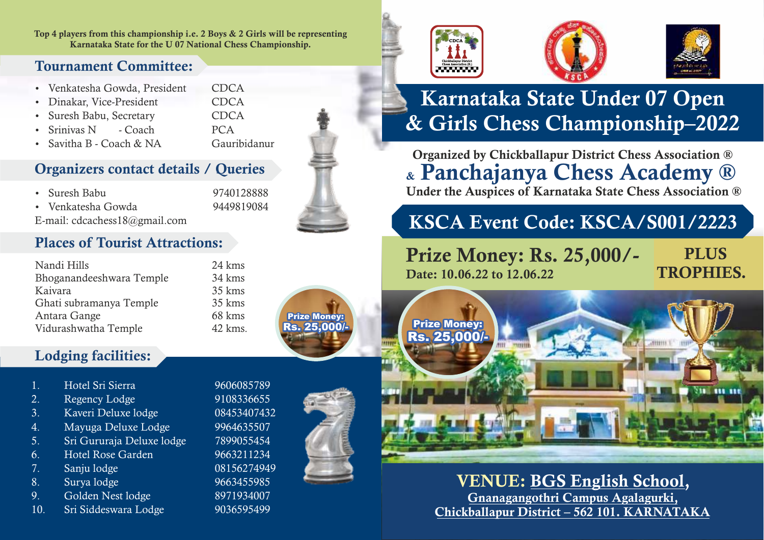Top 4 players from this championship i.e. 2 Boys & 2 Girls will be representing Karnataka State for the U 07 National Chess Championship.

## Tournament Committee:

- Venkatesha Gowda, President — CDCA
- Dinakar, Vice-President — CDCA
- Suresh Babu, Secretary — CDCA
- Srinivas N - Coach — PCA
- Savitha B - Coach & NA — Gauribidanur

## Organizers contact details / Queries

- Suresh Babu — 9740128888
- Venkatesha Gowda — 9449819084

E-mail: cdcachess18@gmail.com

## Places of Tourist Attractions:

| Place | Distance |
|---|---|
| Nandi Hills | 24 kms |
| Bhoganandeeshwara Temple | 34 kms |
| Kaivara | 35 kms |
| Ghati subramanya Temple | 35 kms |
| Antara Gange | 68 kms |
| Vidurashwatha Temple | 42 kms. |

Prize Money: Rs. 25,000/-

## Lodging facilities:

| No. | Lodge | Phone |
|---|---|---|
| 1. | Hotel Sri Sierra | 9606085789 |
| 2. | Regency Lodge | 9108336655 |
| 3. | Kaveri Deluxe lodge | 08453407432 |
| 4. | Mayuga Deluxe Lodge | 9964635507 |
| 5. | Sri Gururaja Deluxe lodge | 7899055454 |
| 6. | Hotel Rose Garden | 9663211234 |
| 7. | Sanju lodge | 08156274949 |
| 8. | Surya lodge | 9663455985 |
| 9. | Golden Nest lodge | 8971934007 |
| 10. | Sri Siddeswara Lodge | 9036595499 |

# Karnataka State Under 07 Open & Girls Chess Championship–2022

**Organized by Chickballapur District Chess Association ®**

**& Panchajanya Chess Academy ®**

**Under the Auspices of Karnataka State Chess Association ®**

## KSCA Event Code: KSCA/S001/2223

**Prize Money: Rs. 25,000/-** PLUS TROPHIES.

**Date: 10.06.22 to 12.06.22**

Prize Money: Rs. 25,000/-

**VENUE: BGS English School,**
**Gnanagangothri Campus Agalagurki,**
**Chickballapur District – 562 101. KARNATAKA**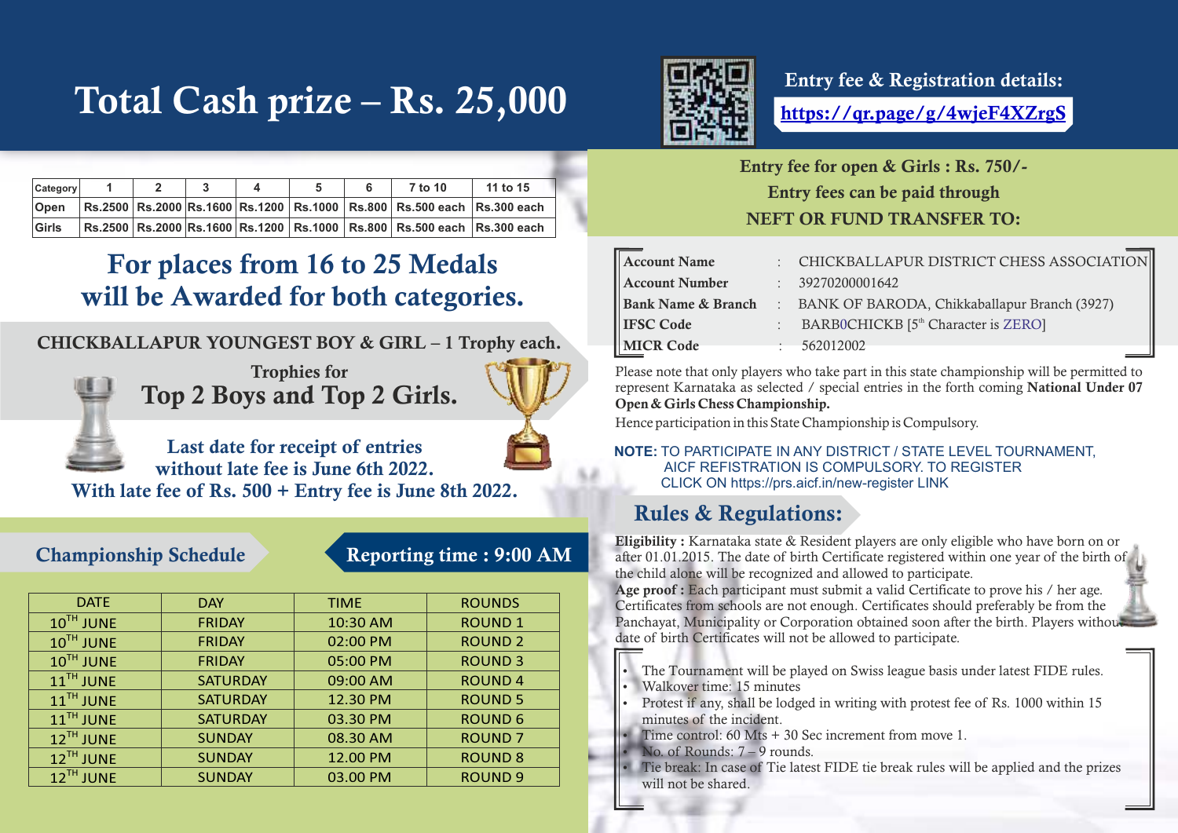# Total Cash prize – Rs. 25,000

| Category | 1 | 2 | 3 | 4 | 5 | 6 | 7 to 10 | 11 to 15 |
|---|---|---|---|---|---|---|---|---|
| Open | Rs.2500 | Rs.2000 | Rs.1600 | Rs.1200 | Rs.1000 | Rs.800 | Rs.500 each | Rs.300 each |
| Girls | Rs.2500 | Rs.2000 | Rs.1600 | Rs.1200 | Rs.1000 | Rs.800 | Rs.500 each | Rs.300 each |

## For places from 16 to 25 Medals will be Awarded for both categories.

**CHICKBALLAPUR YOUNGEST BOY & GIRL – 1 Trophy each.**

Trophies for
**Top 2 Boys and Top 2 Girls.**

**Last date for receipt of entries without late fee is June 6th 2022.**
**With late fee of Rs. 500 + Entry fee is June 8th 2022.**

## Championship Schedule

**Reporting time : 9:00 AM**

| DATE | DAY | TIME | ROUNDS |
|---|---|---|---|
| 10TH JUNE | FRIDAY | 10:30 AM | ROUND 1 |
| 10TH JUNE | FRIDAY | 02:00 PM | ROUND 2 |
| 10TH JUNE | FRIDAY | 05:00 PM | ROUND 3 |
| 11TH JUNE | SATURDAY | 09:00 AM | ROUND 4 |
| 11TH JUNE | SATURDAY | 12.30 PM | ROUND 5 |
| 11TH JUNE | SATURDAY | 03.30 PM | ROUND 6 |
| 12TH JUNE | SUNDAY | 08.30 AM | ROUND 7 |
| 12TH JUNE | SUNDAY | 12.00 PM | ROUND 8 |
| 12TH JUNE | SUNDAY | 03.00 PM | ROUND 9 |

**Entry fee & Registration details:**
https://qr.page/g/4wjeF4XZrgS

**Entry fee for open & Girls : Rs. 750/-**
**Entry fees can be paid through**
**NEFT OR FUND TRANSFER TO:**

| | | |
|---|---|---|
| Account Name | : | CHICKBALLAPUR DISTRICT CHESS ASSOCIATION |
| Account Number | : | 39270200001642 |
| Bank Name & Branch | : | BANK OF BARODA, Chikkaballapur Branch (3927) |
| IFSC Code | : | BARB0CHICKB [5th Character is ZERO] |
| MICR Code | : | 562012002 |

Please note that only players who take part in this state championship will be permitted to represent Karnataka as selected / special entries in the forth coming **National Under 07 Open & Girls Chess Championship.**

Hence participation in this State Championship is Compulsory.

**NOTE:** TO PARTICIPATE IN ANY DISTRICT / STATE LEVEL TOURNAMENT, AICF REFISTRATION IS COMPULSORY. TO REGISTER CLICK ON https://prs.aicf.in/new-register LINK

## Rules & Regulations:

**Eligibility :** Karnataka state & Resident players are only eligible who have born on or after 01.01.2015. The date of birth Certificate registered within one year of the birth of the child alone will be recognized and allowed to participate.

**Age proof :** Each participant must submit a valid Certificate to prove his / her age. Certificates from schools are not enough. Certificates should preferably be from the Panchayat, Municipality or Corporation obtained soon after the birth. Players without date of birth Certificates will not be allowed to participate.

- The Tournament will be played on Swiss league basis under latest FIDE rules.
- Walkover time: 15 minutes
- Protest if any, shall be lodged in writing with protest fee of Rs. 1000 within 15 minutes of the incident.
- Time control: 60 Mts + 30 Sec increment from move 1.
- No. of Rounds: 7 – 9 rounds.
- Tie break: In case of Tie latest FIDE tie break rules will be applied and the prizes will not be shared.